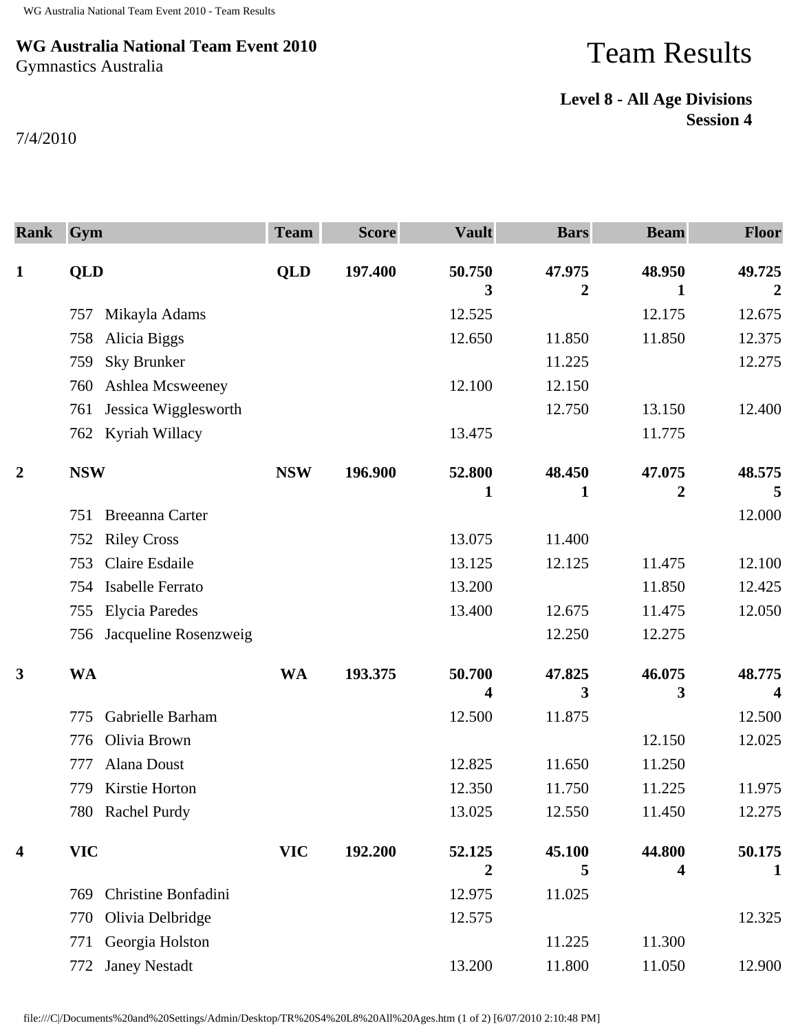**WG Australia National Team Event 2010**
Gymnastics Australia

# Team Results

**Level 8 - All Age Divisions**
**Session 4**

7/4/2010

| Rank | Gym | Team | Score | Vault | Bars | Beam | Floor |
|---|---|---|---|---|---|---|---|
| **1** | **QLD** | **QLD** | **197.400** | **50.750** **3** | **47.975** **2** | **48.950** **1** | **49.725** **2** |
| | 757 Mikayla Adams | | | 12.525 | | 12.175 | 12.675 |
| | 758 Alicia Biggs | | | 12.650 | 11.850 | 11.850 | 12.375 |
| | 759 Sky Brunker | | | | 11.225 | | 12.275 |
| | 760 Ashlea Mcsweeney | | | 12.100 | 12.150 | | |
| | 761 Jessica Wigglesworth | | | | 12.750 | 13.150 | 12.400 |
| | 762 Kyriah Willacy | | | 13.475 | | 11.775 | |
| **2** | **NSW** | **NSW** | **196.900** | **52.800** **1** | **48.450** **1** | **47.075** **2** | **48.575** **5** |
| | 751 Breeanna Carter | | | | | | 12.000 |
| | 752 Riley Cross | | | 13.075 | 11.400 | | |
| | 753 Claire Esdaile | | | 13.125 | 12.125 | 11.475 | 12.100 |
| | 754 Isabelle Ferrato | | | 13.200 | | 11.850 | 12.425 |
| | 755 Elycia Paredes | | | 13.400 | 12.675 | 11.475 | 12.050 |
| | 756 Jacqueline Rosenzweig | | | | 12.250 | 12.275 | |
| **3** | **WA** | **WA** | **193.375** | **50.700** **4** | **47.825** **3** | **46.075** **3** | **48.775** **4** |
| | 775 Gabrielle Barham | | | 12.500 | 11.875 | | 12.500 |
| | 776 Olivia Brown | | | | | 12.150 | 12.025 |
| | 777 Alana Doust | | | 12.825 | 11.650 | 11.250 | |
| | 779 Kirstie Horton | | | 12.350 | 11.750 | 11.225 | 11.975 |
| | 780 Rachel Purdy | | | 13.025 | 12.550 | 11.450 | 12.275 |
| **4** | **VIC** | **VIC** | **192.200** | **52.125** **2** | **45.100** **5** | **44.800** **4** | **50.175** **1** |
| | 769 Christine Bonfadini | | | 12.975 | 11.025 | | |
| | 770 Olivia Delbridge | | | 12.575 | | | 12.325 |
| | 771 Georgia Holston | | | | 11.225 | 11.300 | |
| | 772 Janey Nestadt | | | 13.200 | 11.800 | 11.050 | 12.900 |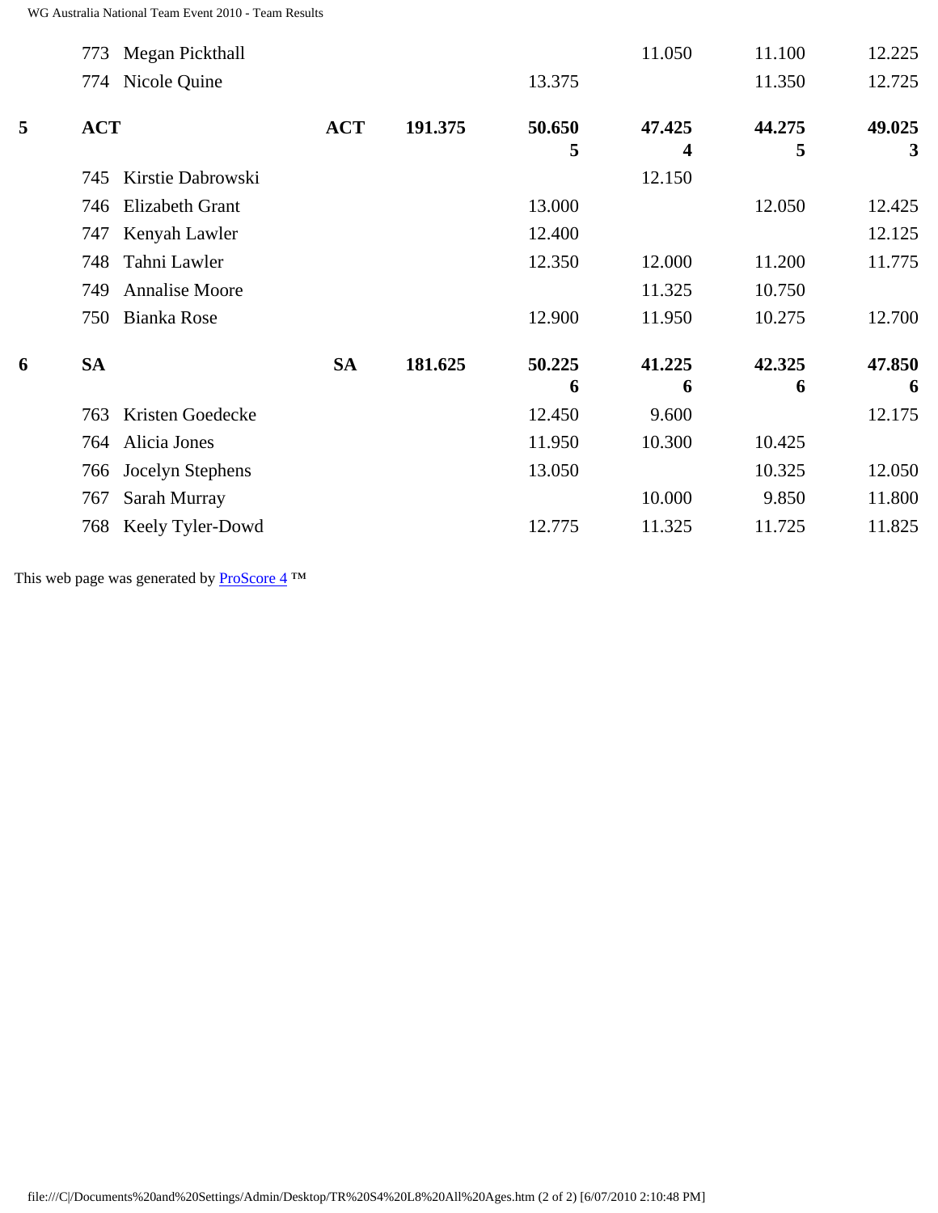| | | | | | | | | |
|---|---|---|---|---|---|---|---|---|
| | 773 | Megan Pickthall | | | | 11.050 | 11.100 | 12.225 |
| | 774 | Nicole Quine | | | 13.375 | | 11.350 | 12.725 |
| **5** | **ACT** | | **ACT** | **191.375** | **50.650**<br>**5** | **47.425**<br>**4** | **44.275**<br>**5** | **49.025**<br>**3** |
| | 745 | Kirstie Dabrowski | | | | 12.150 | | |
| | 746 | Elizabeth Grant | | | 13.000 | | 12.050 | 12.425 |
| | 747 | Kenyah Lawler | | | 12.400 | | | 12.125 |
| | 748 | Tahni Lawler | | | 12.350 | 12.000 | 11.200 | 11.775 |
| | 749 | Annalise Moore | | | | 11.325 | 10.750 | |
| | 750 | Bianka Rose | | | 12.900 | 11.950 | 10.275 | 12.700 |
| **6** | **SA** | | **SA** | **181.625** | **50.225**<br>**6** | **41.225**<br>**6** | **42.325**<br>**6** | **47.850**<br>**6** |
| | 763 | Kristen Goedecke | | | 12.450 | 9.600 | | 12.175 |
| | 764 | Alicia Jones | | | 11.950 | 10.300 | 10.425 | |
| | 766 | Jocelyn Stephens | | | 13.050 | | 10.325 | 12.050 |
| | 767 | Sarah Murray | | | | 10.000 | 9.850 | 11.800 |
| | 768 | Keely Tyler-Dowd | | | 12.775 | 11.325 | 11.725 | 11.825 |

This web page was generated by ProScore 4 ™